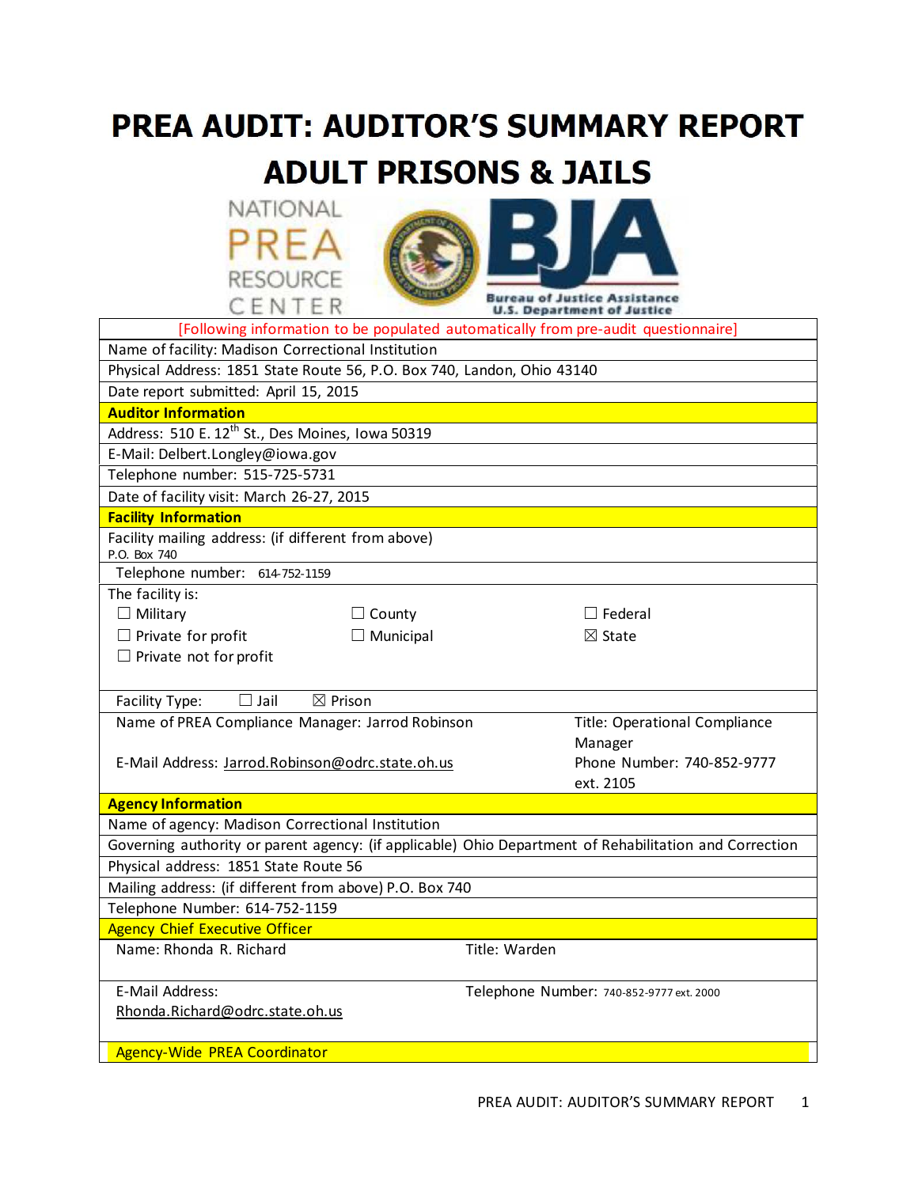# PREA AUDIT: AUDITOR'S SUMMARY REPORT
# ADULT PRISONS & JAILS

NATIONAL PREA RESOURCE CENTER

Bureau of Justice Assistance
U.S. Department of Justice

[Following information to be populated automatically from pre-audit questionnaire]

Name of facility: Madison Correctional Institution

Physical Address: 1851 State Route 56, P.O. Box 740, Landon, Ohio 43140

Date report submitted: April 15, 2015

**Auditor Information**

Address: 510 E. 12th St., Des Moines, Iowa 50319

E-Mail: Delbert.Longley@iowa.gov

Telephone number: 515-725-5731

Date of facility visit: March 26-27, 2015

**Facility Information**

Facility mailing address: (if different from above)
P.O. Box 740

Telephone number: 614-752-1159

The facility is:

| | | |
|---|---|---|
| ☐ Military | ☐ County | ☐ Federal |
| ☐ Private for profit | ☐ Municipal | ☒ State |
| ☐ Private not for profit | | |

Facility Type: ☐ Jail ☒ Prison

| | |
|---|---|
| Name of PREA Compliance Manager: Jarrod Robinson | Title: Operational Compliance Manager |
| E-Mail Address: Jarrod.Robinson@odrc.state.oh.us | Phone Number: 740-852-9777 ext. 2105 |

**Agency Information**

Name of agency: Madison Correctional Institution

Governing authority or parent agency: (if applicable) Ohio Department of Rehabilitation and Correction

Physical address: 1851 State Route 56

Mailing address: (if different from above) P.O. Box 740

Telephone Number: 614-752-1159

Agency Chief Executive Officer

| | |
|---|---|
| Name: Rhonda R. Richard | Title: Warden |
| E-Mail Address: Rhonda.Richard@odrc.state.oh.us | Telephone Number: 740-852-9777 ext. 2000 |

Agency-Wide PREA Coordinator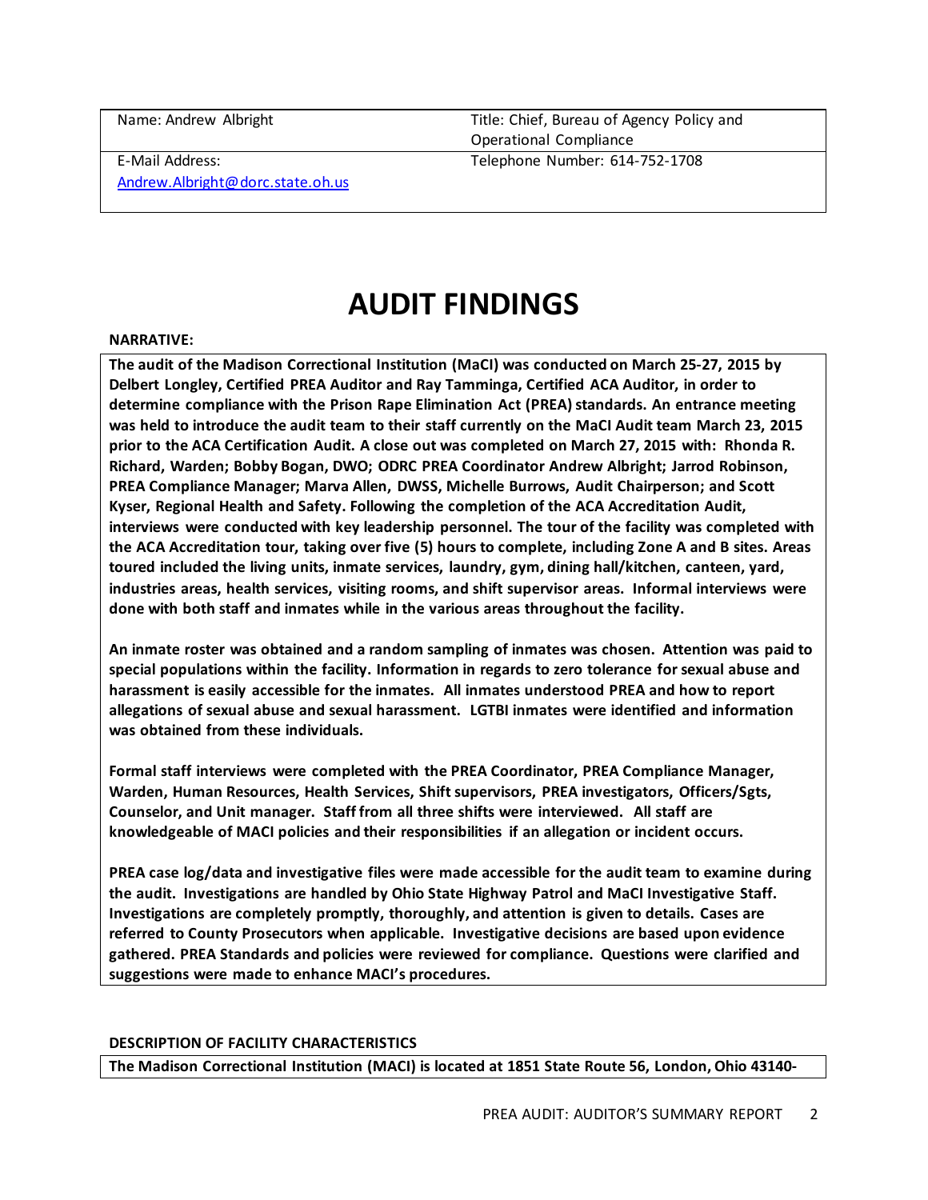| Name: Andrew Albright | Title: Chief, Bureau of Agency Policy and Operational Compliance |
|---|---|
| E-Mail Address: Andrew.Albright@dorc.state.oh.us | Telephone Number: 614-752-1708 |

# AUDIT FINDINGS

**NARRATIVE:**

**The audit of the Madison Correctional Institution (MaCI) was conducted on March 25-27, 2015 by Delbert Longley, Certified PREA Auditor and Ray Tamminga, Certified ACA Auditor, in order to determine compliance with the Prison Rape Elimination Act (PREA) standards. An entrance meeting was held to introduce the audit team to their staff currently on the MaCI Audit team March 23, 2015 prior to the ACA Certification Audit. A close out was completed on March 27, 2015 with: Rhonda R. Richard, Warden; Bobby Bogan, DWO; ODRC PREA Coordinator Andrew Albright; Jarrod Robinson, PREA Compliance Manager; Marva Allen, DWSS, Michelle Burrows, Audit Chairperson; and Scott Kyser, Regional Health and Safety. Following the completion of the ACA Accreditation Audit, interviews were conducted with key leadership personnel. The tour of the facility was completed with the ACA Accreditation tour, taking over five (5) hours to complete, including Zone A and B sites. Areas toured included the living units, inmate services, laundry, gym, dining hall/kitchen, canteen, yard, industries areas, health services, visiting rooms, and shift supervisor areas. Informal interviews were done with both staff and inmates while in the various areas throughout the facility.**

**An inmate roster was obtained and a random sampling of inmates was chosen. Attention was paid to special populations within the facility. Information in regards to zero tolerance for sexual abuse and harassment is easily accessible for the inmates. All inmates understood PREA and how to report allegations of sexual abuse and sexual harassment. LGTBI inmates were identified and information was obtained from these individuals.**

**Formal staff interviews were completed with the PREA Coordinator, PREA Compliance Manager, Warden, Human Resources, Health Services, Shift supervisors, PREA investigators, Officers/Sgts, Counselor, and Unit manager. Staff from all three shifts were interviewed. All staff are knowledgeable of MACI policies and their responsibilities if an allegation or incident occurs.**

**PREA case log/data and investigative files were made accessible for the audit team to examine during the audit. Investigations are handled by Ohio State Highway Patrol and MaCI Investigative Staff. Investigations are completely promptly, thoroughly, and attention is given to details. Cases are referred to County Prosecutors when applicable. Investigative decisions are based upon evidence gathered. PREA Standards and policies were reviewed for compliance. Questions were clarified and suggestions were made to enhance MACI's procedures.**

**DESCRIPTION OF FACILITY CHARACTERISTICS**

**The Madison Correctional Institution (MACI) is located at 1851 State Route 56, London, Ohio 43140-**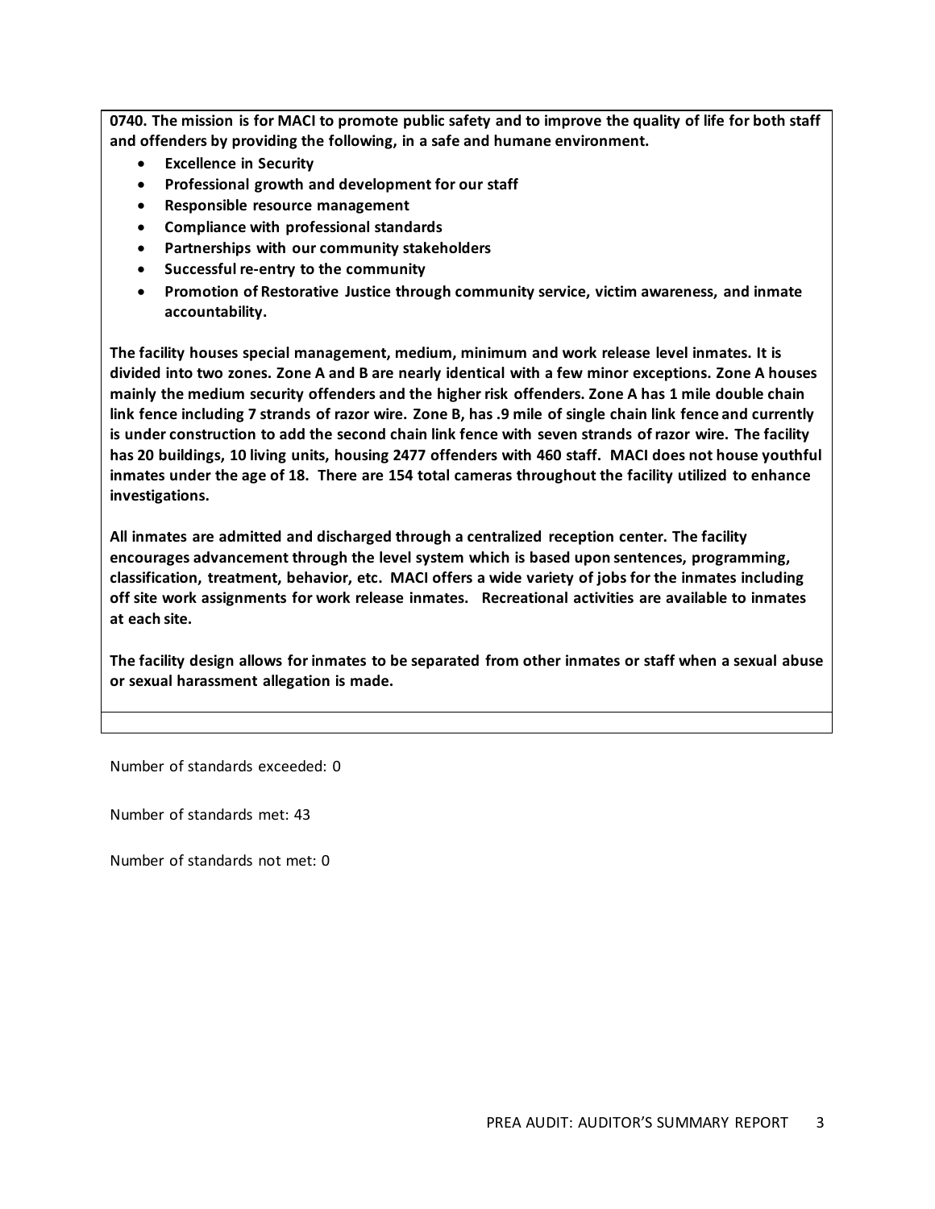**0740. The mission is for MACI to promote public safety and to improve the quality of life for both staff and offenders by providing the following, in a safe and humane environment.**

- **Excellence in Security**
- **Professional growth and development for our staff**
- **Responsible resource management**
- **Compliance with professional standards**
- **Partnerships with our community stakeholders**
- **Successful re-entry to the community**
- **Promotion of Restorative Justice through community service, victim awareness, and inmate accountability.**

**The facility houses special management, medium, minimum and work release level inmates. It is divided into two zones. Zone A and B are nearly identical with a few minor exceptions. Zone A houses mainly the medium security offenders and the higher risk offenders. Zone A has 1 mile double chain link fence including 7 strands of razor wire. Zone B, has .9 mile of single chain link fence and currently is under construction to add the second chain link fence with seven strands of razor wire. The facility has 20 buildings, 10 living units, housing 2477 offenders with 460 staff. MACI does not house youthful inmates under the age of 18. There are 154 total cameras throughout the facility utilized to enhance investigations.**

**All inmates are admitted and discharged through a centralized reception center. The facility encourages advancement through the level system which is based upon sentences, programming, classification, treatment, behavior, etc. MACI offers a wide variety of jobs for the inmates including off site work assignments for work release inmates. Recreational activities are available to inmates at each site.**

**The facility design allows for inmates to be separated from other inmates or staff when a sexual abuse or sexual harassment allegation is made.**

Number of standards exceeded: 0

Number of standards met: 43

Number of standards not met: 0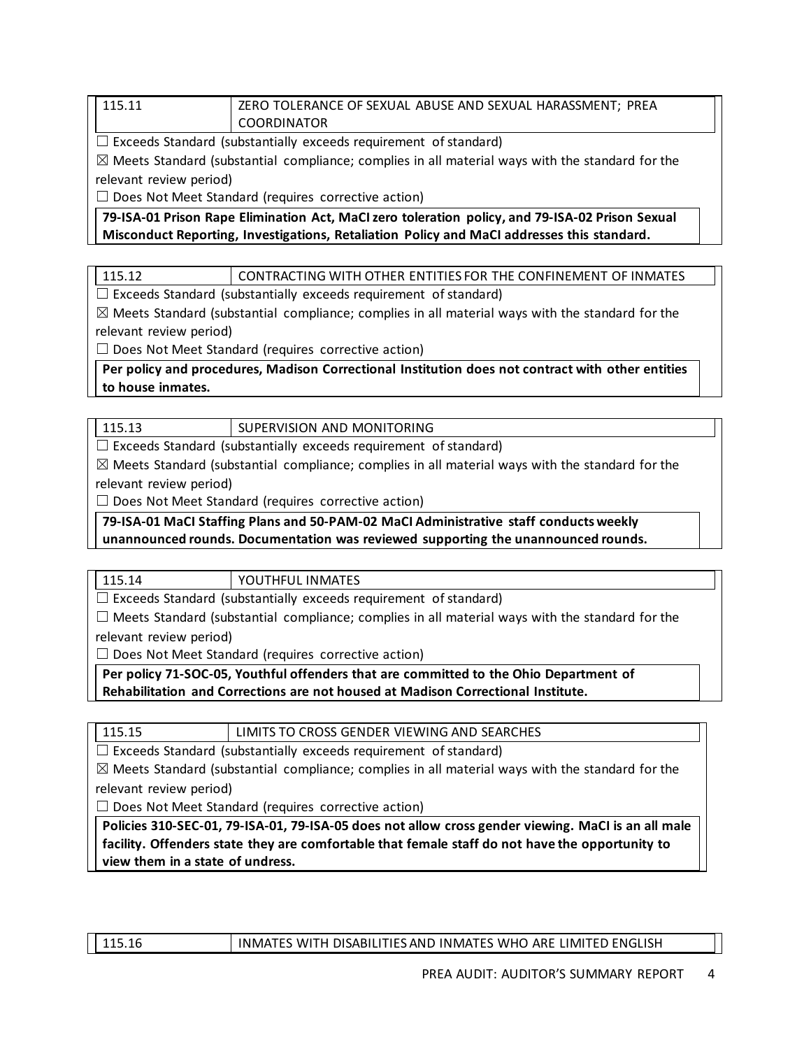| 115.11 | ZERO TOLERANCE OF SEXUAL ABUSE AND SEXUAL HARASSMENT; PREA COORDINATOR |
|---|---|

☐ Exceeds Standard (substantially exceeds requirement of standard)

☒ Meets Standard (substantial compliance; complies in all material ways with the standard for the relevant review period)

☐ Does Not Meet Standard (requires corrective action)

**79-ISA-01 Prison Rape Elimination Act, MaCI zero toleration policy, and 79-ISA-02 Prison Sexual Misconduct Reporting, Investigations, Retaliation Policy and MaCI addresses this standard.**

| 115.12 | CONTRACTING WITH OTHER ENTITIES FOR THE CONFINEMENT OF INMATES |
|---|---|

☐ Exceeds Standard (substantially exceeds requirement of standard)

☒ Meets Standard (substantial compliance; complies in all material ways with the standard for the relevant review period)

☐ Does Not Meet Standard (requires corrective action)

**Per policy and procedures, Madison Correctional Institution does not contract with other entities to house inmates.**

| 115.13 | SUPERVISION AND MONITORING |
|---|---|

☐ Exceeds Standard (substantially exceeds requirement of standard)

☒ Meets Standard (substantial compliance; complies in all material ways with the standard for the relevant review period)

☐ Does Not Meet Standard (requires corrective action)

**79-ISA-01 MaCI Staffing Plans and 50-PAM-02 MaCI Administrative staff conducts weekly unannounced rounds. Documentation was reviewed supporting the unannounced rounds.**

| 115.14 | YOUTHFUL INMATES |
|---|---|

☐ Exceeds Standard (substantially exceeds requirement of standard)

☐ Meets Standard (substantial compliance; complies in all material ways with the standard for the relevant review period)

☐ Does Not Meet Standard (requires corrective action)

**Per policy 71-SOC-05, Youthful offenders that are committed to the Ohio Department of Rehabilitation and Corrections are not housed at Madison Correctional Institute.**

| 115.15 | LIMITS TO CROSS GENDER VIEWING AND SEARCHES |
|---|---|

☐ Exceeds Standard (substantially exceeds requirement of standard)

☒ Meets Standard (substantial compliance; complies in all material ways with the standard for the relevant review period)

☐ Does Not Meet Standard (requires corrective action)

**Policies 310-SEC-01, 79-ISA-01, 79-ISA-05 does not allow cross gender viewing. MaCI is an all male facility. Offenders state they are comfortable that female staff do not have the opportunity to view them in a state of undress.**

| 115.16 | INMATES WITH DISABILITIES AND INMATES WHO ARE LIMITED ENGLISH |
|---|---|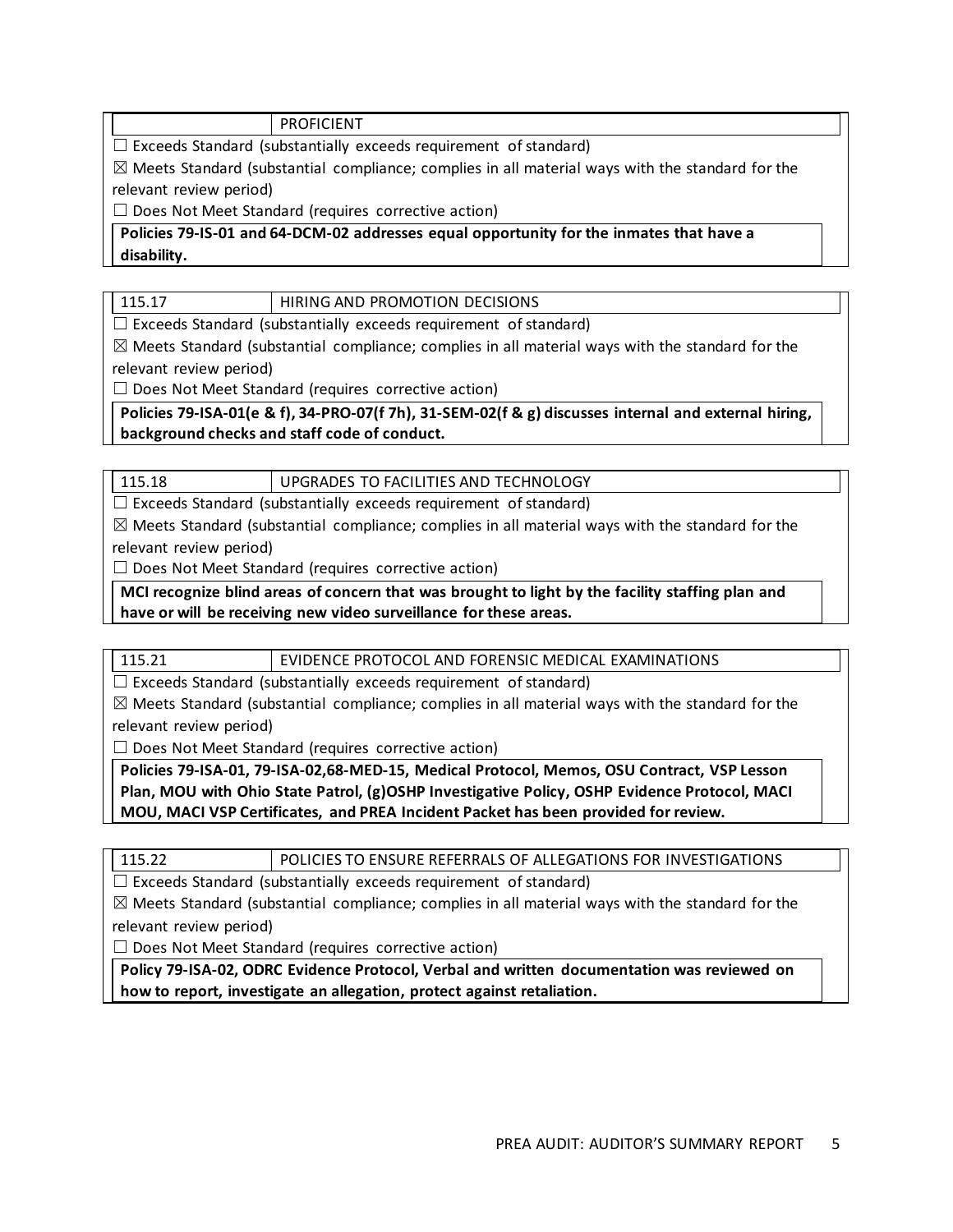| | PROFICIENT |
|---|---|

☐ Exceeds Standard (substantially exceeds requirement of standard)

☒ Meets Standard (substantial compliance; complies in all material ways with the standard for the relevant review period)

☐ Does Not Meet Standard (requires corrective action)

**Policies 79-IS-01 and 64-DCM-02 addresses equal opportunity for the inmates that have a disability.**

| 115.17 | HIRING AND PROMOTION DECISIONS |
|---|---|

☐ Exceeds Standard (substantially exceeds requirement of standard)

☒ Meets Standard (substantial compliance; complies in all material ways with the standard for the relevant review period)

☐ Does Not Meet Standard (requires corrective action)

**Policies 79-ISA-01(e & f), 34-PRO-07(f 7h), 31-SEM-02(f & g) discusses internal and external hiring, background checks and staff code of conduct.**

| 115.18 | UPGRADES TO FACILITIES AND TECHNOLOGY |
|---|---|

☐ Exceeds Standard (substantially exceeds requirement of standard)

☒ Meets Standard (substantial compliance; complies in all material ways with the standard for the relevant review period)

☐ Does Not Meet Standard (requires corrective action)

**MCI recognize blind areas of concern that was brought to light by the facility staffing plan and have or will be receiving new video surveillance for these areas.**

| 115.21 | EVIDENCE PROTOCOL AND FORENSIC MEDICAL EXAMINATIONS |
|---|---|

☐ Exceeds Standard (substantially exceeds requirement of standard)

☒ Meets Standard (substantial compliance; complies in all material ways with the standard for the relevant review period)

☐ Does Not Meet Standard (requires corrective action)

**Policies 79-ISA-01, 79-ISA-02,68-MED-15, Medical Protocol, Memos, OSU Contract, VSP Lesson Plan, MOU with Ohio State Patrol, (g)OSHP Investigative Policy, OSHP Evidence Protocol, MACI MOU, MACI VSP Certificates, and PREA Incident Packet has been provided for review.**

| 115.22 | POLICIES TO ENSURE REFERRALS OF ALLEGATIONS FOR INVESTIGATIONS |
|---|---|

☐ Exceeds Standard (substantially exceeds requirement of standard)

☒ Meets Standard (substantial compliance; complies in all material ways with the standard for the relevant review period)

☐ Does Not Meet Standard (requires corrective action)

**Policy 79-ISA-02, ODRC Evidence Protocol, Verbal and written documentation was reviewed on how to report, investigate an allegation, protect against retaliation.**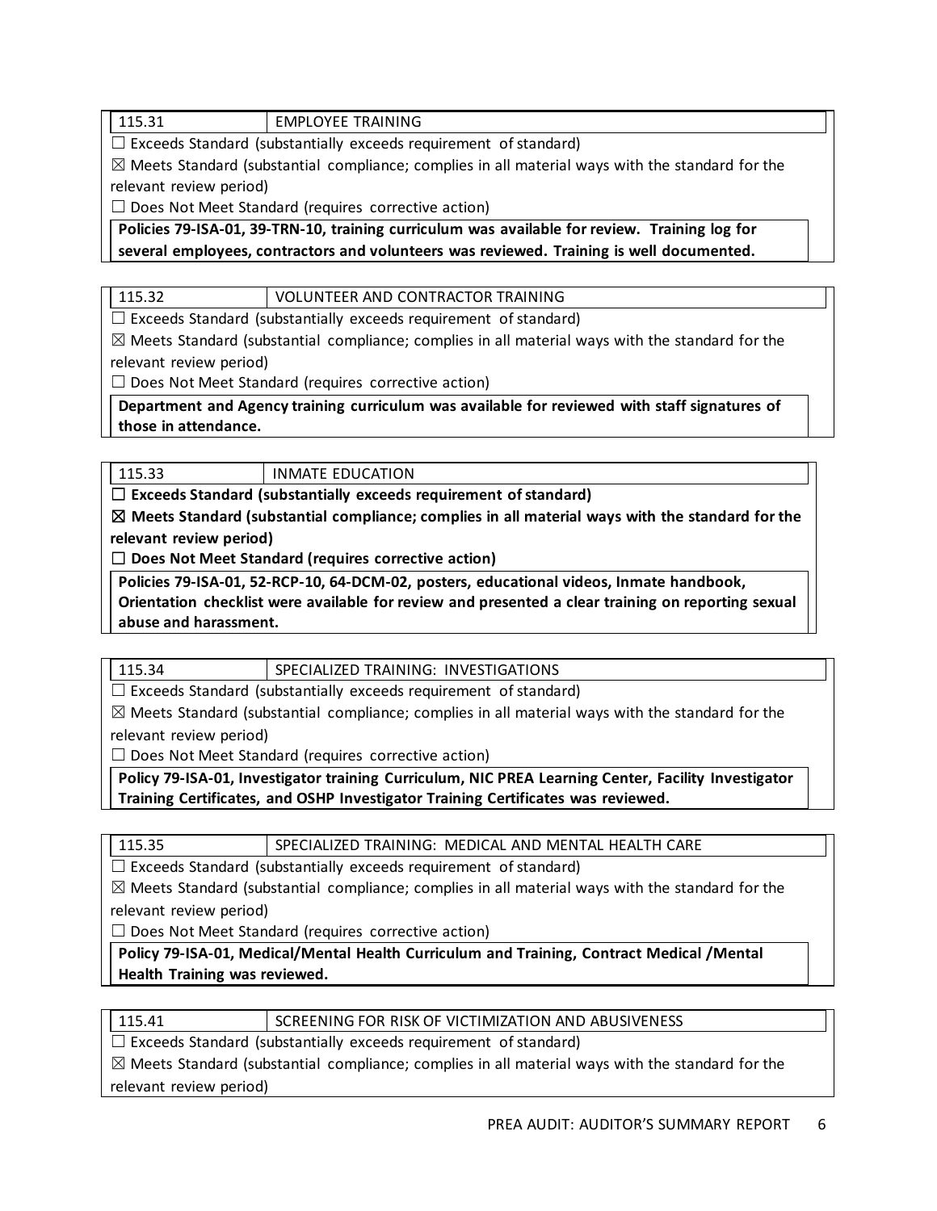| 115.31 | EMPLOYEE TRAINING |
|---|---|

☐ Exceeds Standard (substantially exceeds requirement of standard)

☒ Meets Standard (substantial compliance; complies in all material ways with the standard for the relevant review period)

☐ Does Not Meet Standard (requires corrective action)

**Policies 79-ISA-01, 39-TRN-10, training curriculum was available for review. Training log for several employees, contractors and volunteers was reviewed. Training is well documented.**

| 115.32 | VOLUNTEER AND CONTRACTOR TRAINING |
|---|---|

☐ Exceeds Standard (substantially exceeds requirement of standard)

☒ Meets Standard (substantial compliance; complies in all material ways with the standard for the relevant review period)

☐ Does Not Meet Standard (requires corrective action)

**Department and Agency training curriculum was available for reviewed with staff signatures of those in attendance.**

| 115.33 | INMATE EDUCATION |
|---|---|

**☐ Exceeds Standard (substantially exceeds requirement of standard)**

**☒ Meets Standard (substantial compliance; complies in all material ways with the standard for the relevant review period)**

**☐ Does Not Meet Standard (requires corrective action)**

**Policies 79-ISA-01, 52-RCP-10, 64-DCM-02, posters, educational videos, Inmate handbook, Orientation checklist were available for review and presented a clear training on reporting sexual abuse and harassment.**

| 115.34 | SPECIALIZED TRAINING: INVESTIGATIONS |
|---|---|

☐ Exceeds Standard (substantially exceeds requirement of standard)

☒ Meets Standard (substantial compliance; complies in all material ways with the standard for the relevant review period)

☐ Does Not Meet Standard (requires corrective action)

**Policy 79-ISA-01, Investigator training Curriculum, NIC PREA Learning Center, Facility Investigator Training Certificates, and OSHP Investigator Training Certificates was reviewed.**

| 115.35 | SPECIALIZED TRAINING: MEDICAL AND MENTAL HEALTH CARE |
|---|---|

☐ Exceeds Standard (substantially exceeds requirement of standard)

☒ Meets Standard (substantial compliance; complies in all material ways with the standard for the relevant review period)

☐ Does Not Meet Standard (requires corrective action)

**Policy 79-ISA-01, Medical/Mental Health Curriculum and Training, Contract Medical /Mental Health Training was reviewed.**

| 115.41 | SCREENING FOR RISK OF VICTIMIZATION AND ABUSIVENESS |
|---|---|

☐ Exceeds Standard (substantially exceeds requirement of standard)

☒ Meets Standard (substantial compliance; complies in all material ways with the standard for the relevant review period)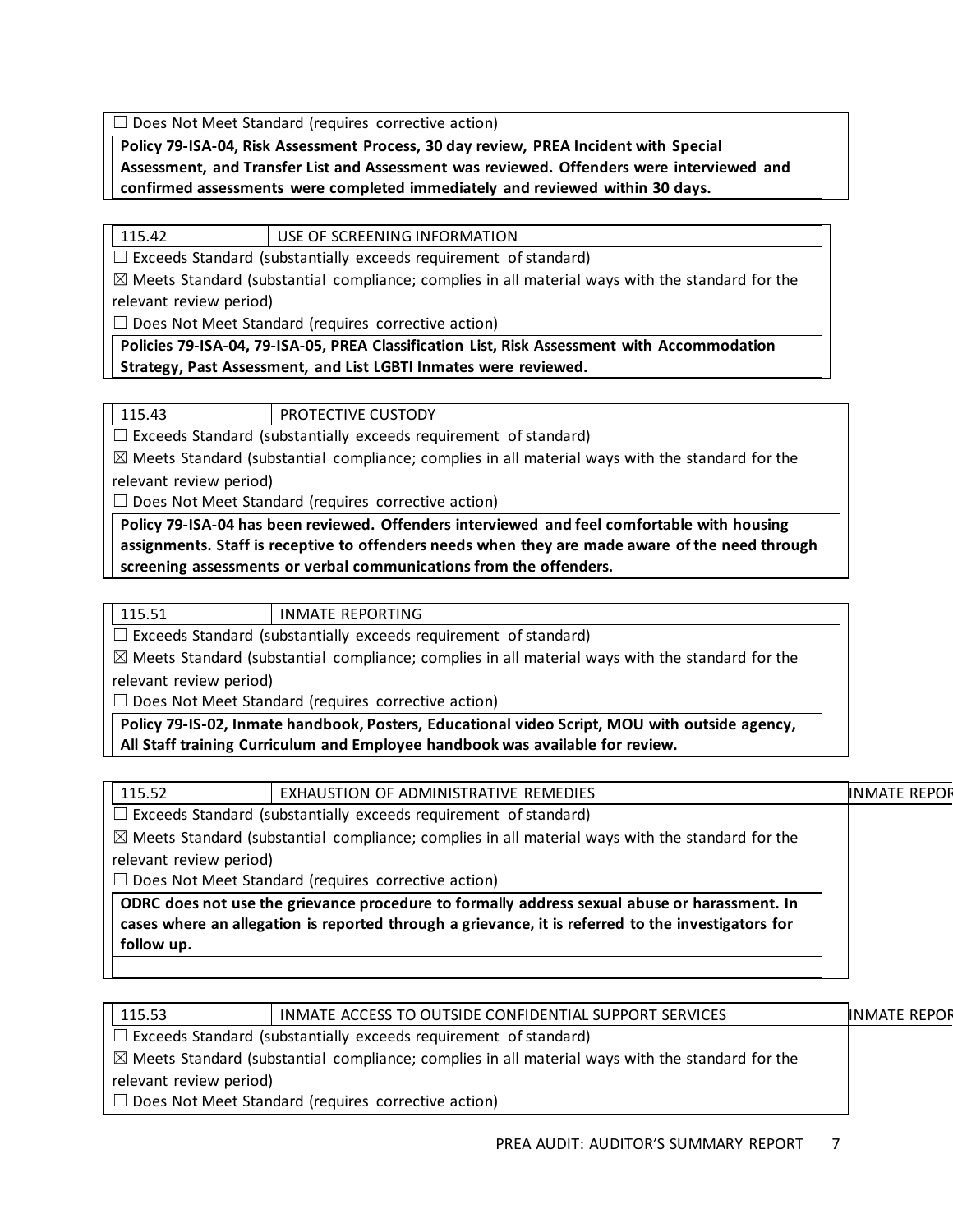☐ Does Not Meet Standard (requires corrective action)

**Policy 79-ISA-04, Risk Assessment Process, 30 day review, PREA Incident with Special Assessment, and Transfer List and Assessment was reviewed. Offenders were interviewed and confirmed assessments were completed immediately and reviewed within 30 days.**

| 115.42 | USE OF SCREENING INFORMATION |
|---|---|

☐ Exceeds Standard (substantially exceeds requirement of standard)

☒ Meets Standard (substantial compliance; complies in all material ways with the standard for the relevant review period)

☐ Does Not Meet Standard (requires corrective action)

**Policies 79-ISA-04, 79-ISA-05, PREA Classification List, Risk Assessment with Accommodation Strategy, Past Assessment, and List LGBTI Inmates were reviewed.**

| 115.43 | PROTECTIVE CUSTODY |
|---|---|

☐ Exceeds Standard (substantially exceeds requirement of standard)

☒ Meets Standard (substantial compliance; complies in all material ways with the standard for the relevant review period)

☐ Does Not Meet Standard (requires corrective action)

**Policy 79-ISA-04 has been reviewed. Offenders interviewed and feel comfortable with housing assignments. Staff is receptive to offenders needs when they are made aware of the need through screening assessments or verbal communications from the offenders.**

| 115.51 | INMATE REPORTING |
|---|---|

☐ Exceeds Standard (substantially exceeds requirement of standard)

☒ Meets Standard (substantial compliance; complies in all material ways with the standard for the relevant review period)

☐ Does Not Meet Standard (requires corrective action)

**Policy 79-IS-02, Inmate handbook, Posters, Educational video Script, MOU with outside agency, All Staff training Curriculum and Employee handbook was available for review.**

| 115.52 | EXHAUSTION OF ADMINISTRATIVE REMEDIES | INMATE REPOR |
|---|---|---|

☐ Exceeds Standard (substantially exceeds requirement of standard)

☒ Meets Standard (substantial compliance; complies in all material ways with the standard for the relevant review period)

☐ Does Not Meet Standard (requires corrective action)

**ODRC does not use the grievance procedure to formally address sexual abuse or harassment. In cases where an allegation is reported through a grievance, it is referred to the investigators for follow up.**

| 115.53 | INMATE ACCESS TO OUTSIDE CONFIDENTIAL SUPPORT SERVICES | INMATE REPOR |
|---|---|---|

☐ Exceeds Standard (substantially exceeds requirement of standard)

☒ Meets Standard (substantial compliance; complies in all material ways with the standard for the relevant review period)

☐ Does Not Meet Standard (requires corrective action)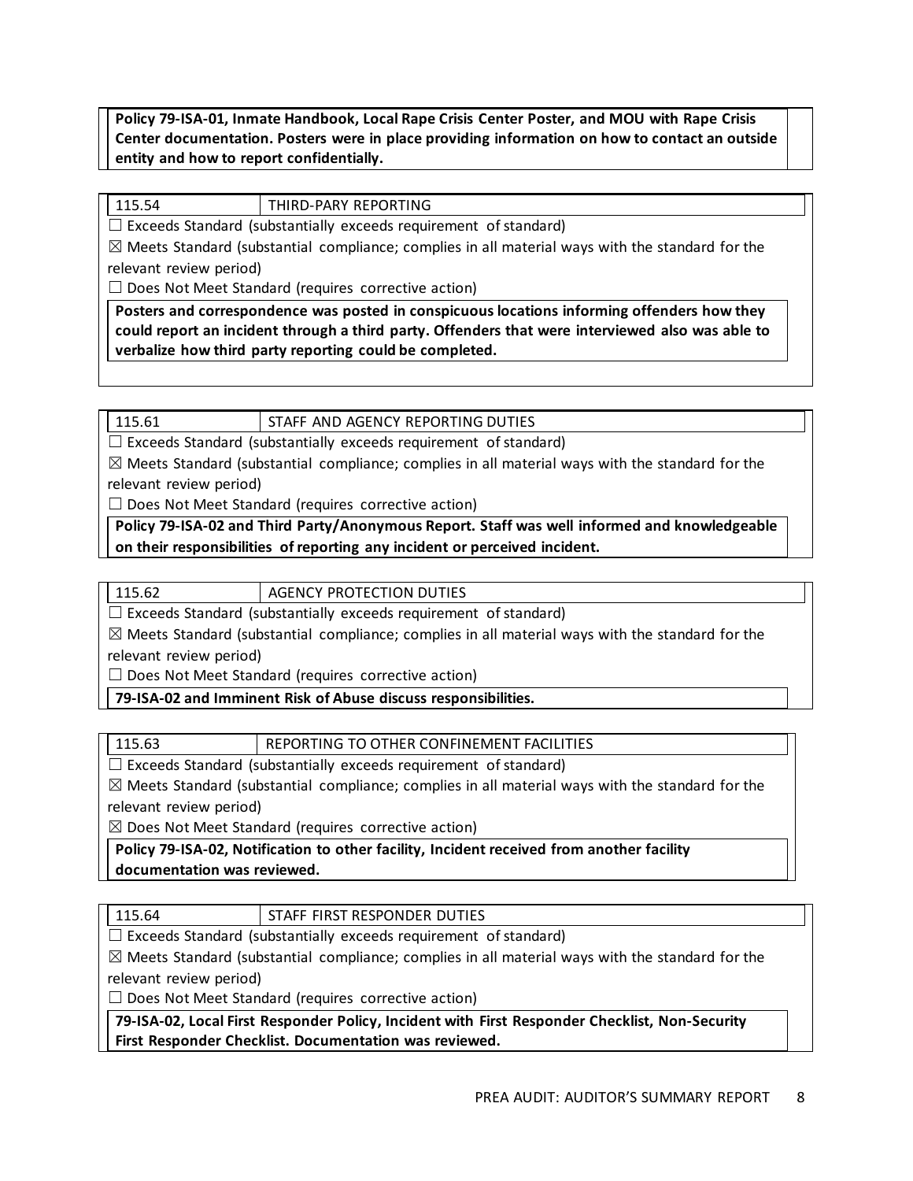**Policy 79-ISA-01, Inmate Handbook, Local Rape Crisis Center Poster, and MOU with Rape Crisis Center documentation. Posters were in place providing information on how to contact an outside entity and how to report confidentially.**

| 115.54 | THIRD-PARY REPORTING |
|---|---|

☐ Exceeds Standard (substantially exceeds requirement of standard)

☒ Meets Standard (substantial compliance; complies in all material ways with the standard for the relevant review period)

☐ Does Not Meet Standard (requires corrective action)

**Posters and correspondence was posted in conspicuous locations informing offenders how they could report an incident through a third party. Offenders that were interviewed also was able to verbalize how third party reporting could be completed.**

| 115.61 | STAFF AND AGENCY REPORTING DUTIES |
|---|---|

☐ Exceeds Standard (substantially exceeds requirement of standard)

☒ Meets Standard (substantial compliance; complies in all material ways with the standard for the relevant review period)

☐ Does Not Meet Standard (requires corrective action)

**Policy 79-ISA-02 and Third Party/Anonymous Report. Staff was well informed and knowledgeable on their responsibilities of reporting any incident or perceived incident.**

| 115.62 | AGENCY PROTECTION DUTIES |
|---|---|

☐ Exceeds Standard (substantially exceeds requirement of standard)

☒ Meets Standard (substantial compliance; complies in all material ways with the standard for the relevant review period)

☐ Does Not Meet Standard (requires corrective action)

**79-ISA-02 and Imminent Risk of Abuse discuss responsibilities.**

| 115.63 | REPORTING TO OTHER CONFINEMENT FACILITIES |
|---|---|

☐ Exceeds Standard (substantially exceeds requirement of standard)

☒ Meets Standard (substantial compliance; complies in all material ways with the standard for the relevant review period)

☒ Does Not Meet Standard (requires corrective action)

**Policy 79-ISA-02, Notification to other facility, Incident received from another facility documentation was reviewed.**

| 115.64 | STAFF FIRST RESPONDER DUTIES |
|---|---|

☐ Exceeds Standard (substantially exceeds requirement of standard)

☒ Meets Standard (substantial compliance; complies in all material ways with the standard for the relevant review period)

☐ Does Not Meet Standard (requires corrective action)

**79-ISA-02, Local First Responder Policy, Incident with First Responder Checklist, Non-Security First Responder Checklist. Documentation was reviewed.**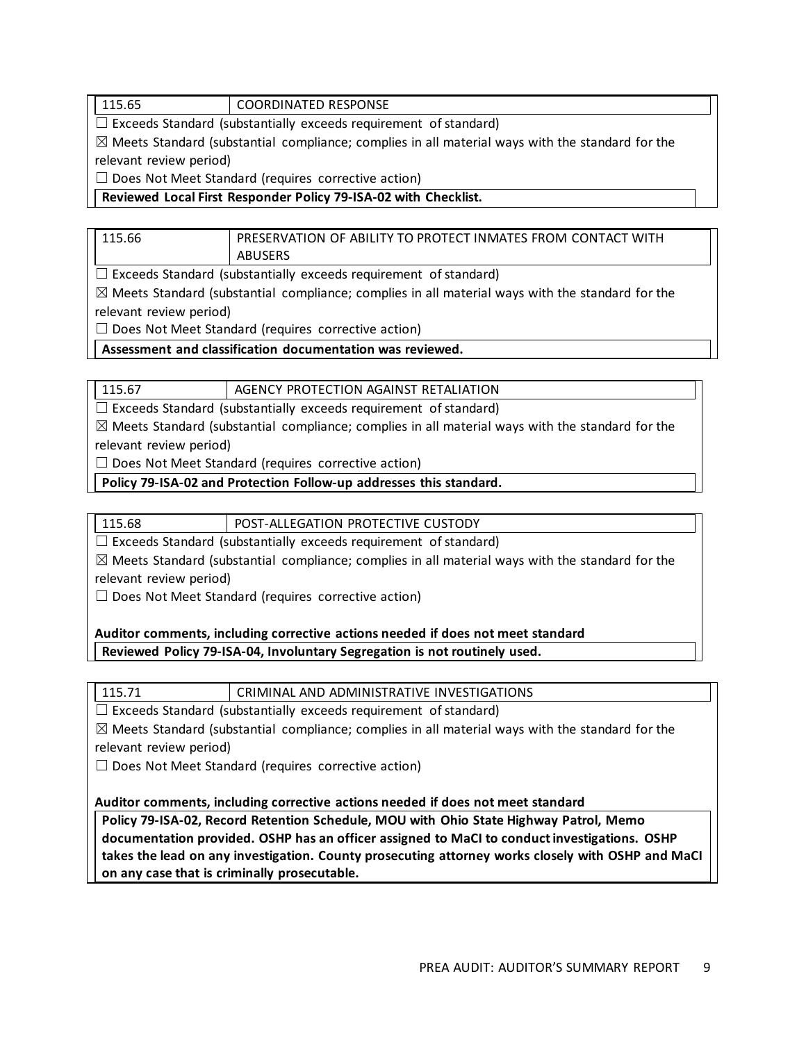| 115.65 | COORDINATED RESPONSE |
| --- | --- |

☐ Exceeds Standard (substantially exceeds requirement of standard)

☒ Meets Standard (substantial compliance; complies in all material ways with the standard for the relevant review period)

☐ Does Not Meet Standard (requires corrective action)

**Reviewed Local First Responder Policy 79-ISA-02 with Checklist.**

| 115.66 | PRESERVATION OF ABILITY TO PROTECT INMATES FROM CONTACT WITH ABUSERS |
| --- | --- |

☐ Exceeds Standard (substantially exceeds requirement of standard)

☒ Meets Standard (substantial compliance; complies in all material ways with the standard for the relevant review period)

☐ Does Not Meet Standard (requires corrective action)

**Assessment and classification documentation was reviewed.**

| 115.67 | AGENCY PROTECTION AGAINST RETALIATION |
| --- | --- |

☐ Exceeds Standard (substantially exceeds requirement of standard)

☒ Meets Standard (substantial compliance; complies in all material ways with the standard for the relevant review period)

☐ Does Not Meet Standard (requires corrective action)

**Policy 79-ISA-02 and Protection Follow-up addresses this standard.**

| 115.68 | POST-ALLEGATION PROTECTIVE CUSTODY |
| --- | --- |

☐ Exceeds Standard (substantially exceeds requirement of standard)

☒ Meets Standard (substantial compliance; complies in all material ways with the standard for the relevant review period)

☐ Does Not Meet Standard (requires corrective action)

**Auditor comments, including corrective actions needed if does not meet standard**

**Reviewed Policy 79-ISA-04, Involuntary Segregation is not routinely used.**

| 115.71 | CRIMINAL AND ADMINISTRATIVE INVESTIGATIONS |
| --- | --- |

☐ Exceeds Standard (substantially exceeds requirement of standard)

☒ Meets Standard (substantial compliance; complies in all material ways with the standard for the relevant review period)

☐ Does Not Meet Standard (requires corrective action)

**Auditor comments, including corrective actions needed if does not meet standard**

**Policy 79-ISA-02, Record Retention Schedule, MOU with Ohio State Highway Patrol, Memo documentation provided. OSHP has an officer assigned to MaCI to conduct investigations. OSHP takes the lead on any investigation. County prosecuting attorney works closely with OSHP and MaCI on any case that is criminally prosecutable.**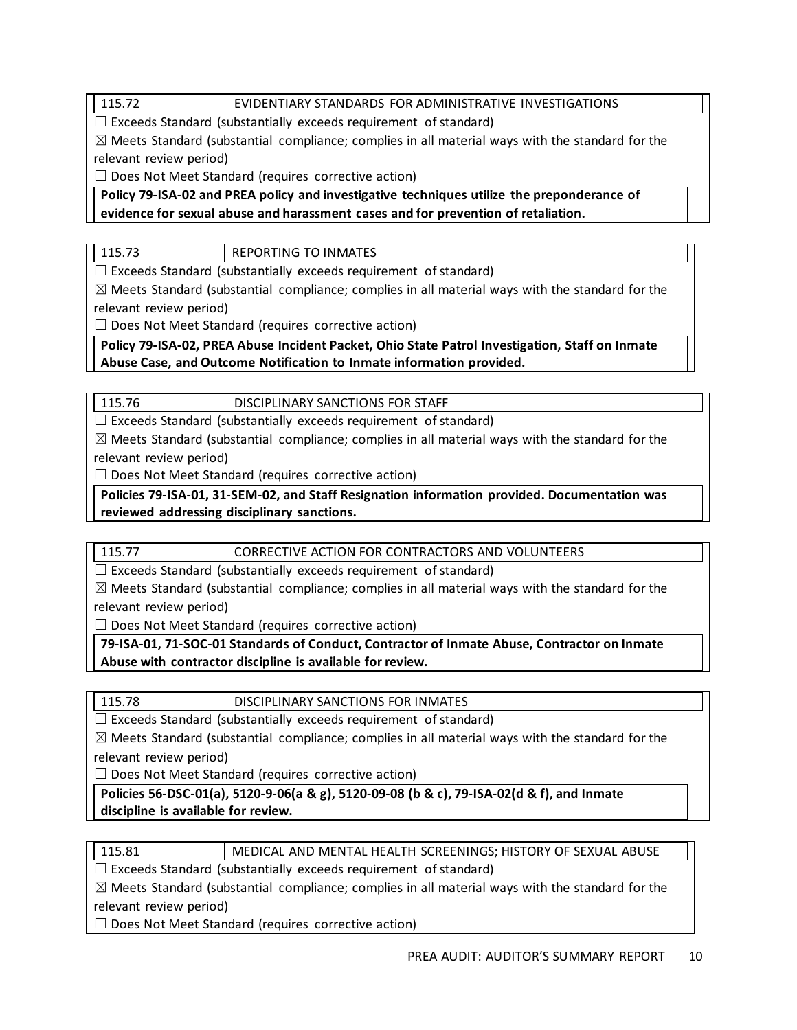| 115.72 | EVIDENTIARY STANDARDS FOR ADMINISTRATIVE INVESTIGATIONS |
|---|---|

☐ Exceeds Standard (substantially exceeds requirement of standard)

☒ Meets Standard (substantial compliance; complies in all material ways with the standard for the relevant review period)

☐ Does Not Meet Standard (requires corrective action)

**Policy 79-ISA-02 and PREA policy and investigative techniques utilize the preponderance of evidence for sexual abuse and harassment cases and for prevention of retaliation.**

| 115.73 | REPORTING TO INMATES |
|---|---|

☐ Exceeds Standard (substantially exceeds requirement of standard)

☒ Meets Standard (substantial compliance; complies in all material ways with the standard for the relevant review period)

☐ Does Not Meet Standard (requires corrective action)

**Policy 79-ISA-02, PREA Abuse Incident Packet, Ohio State Patrol Investigation, Staff on Inmate Abuse Case, and Outcome Notification to Inmate information provided.**

| 115.76 | DISCIPLINARY SANCTIONS FOR STAFF |
|---|---|

☐ Exceeds Standard (substantially exceeds requirement of standard)

☒ Meets Standard (substantial compliance; complies in all material ways with the standard for the relevant review period)

☐ Does Not Meet Standard (requires corrective action)

**Policies 79-ISA-01, 31-SEM-02, and Staff Resignation information provided. Documentation was reviewed addressing disciplinary sanctions.**

| 115.77 | CORRECTIVE ACTION FOR CONTRACTORS AND VOLUNTEERS |
|---|---|

☐ Exceeds Standard (substantially exceeds requirement of standard)

☒ Meets Standard (substantial compliance; complies in all material ways with the standard for the relevant review period)

☐ Does Not Meet Standard (requires corrective action)

**79-ISA-01, 71-SOC-01 Standards of Conduct, Contractor of Inmate Abuse, Contractor on Inmate Abuse with contractor discipline is available for review.**

| 115.78 | DISCIPLINARY SANCTIONS FOR INMATES |
|---|---|

☐ Exceeds Standard (substantially exceeds requirement of standard)

☒ Meets Standard (substantial compliance; complies in all material ways with the standard for the relevant review period)

☐ Does Not Meet Standard (requires corrective action)

**Policies 56-DSC-01(a), 5120-9-06(a & g), 5120-09-08 (b & c), 79-ISA-02(d & f), and Inmate discipline is available for review.**

| 115.81 | MEDICAL AND MENTAL HEALTH SCREENINGS; HISTORY OF SEXUAL ABUSE |
|---|---|

☐ Exceeds Standard (substantially exceeds requirement of standard)

☒ Meets Standard (substantial compliance; complies in all material ways with the standard for the relevant review period)

☐ Does Not Meet Standard (requires corrective action)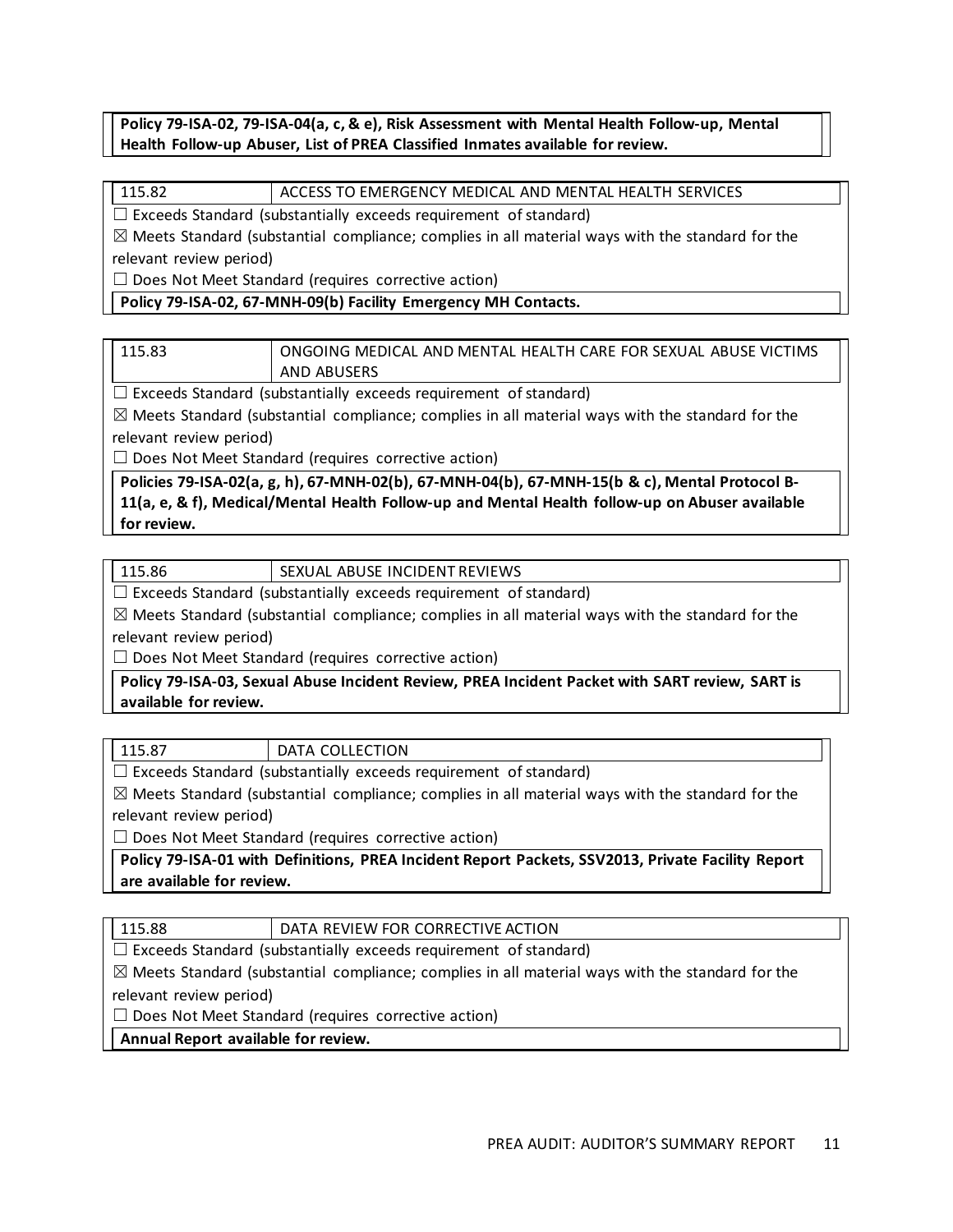**Policy 79-ISA-02, 79-ISA-04(a, c, & e), Risk Assessment with Mental Health Follow-up, Mental Health Follow-up Abuser, List of PREA Classified Inmates available for review.**

| 115.82 | ACCESS TO EMERGENCY MEDICAL AND MENTAL HEALTH SERVICES |
|---|---|

☐ Exceeds Standard (substantially exceeds requirement of standard)

☒ Meets Standard (substantial compliance; complies in all material ways with the standard for the relevant review period)

☐ Does Not Meet Standard (requires corrective action)

**Policy 79-ISA-02, 67-MNH-09(b) Facility Emergency MH Contacts.**

| 115.83 | ONGOING MEDICAL AND MENTAL HEALTH CARE FOR SEXUAL ABUSE VICTIMS AND ABUSERS |
|---|---|

☐ Exceeds Standard (substantially exceeds requirement of standard)

☒ Meets Standard (substantial compliance; complies in all material ways with the standard for the relevant review period)

☐ Does Not Meet Standard (requires corrective action)

**Policies 79-ISA-02(a, g, h), 67-MNH-02(b), 67-MNH-04(b), 67-MNH-15(b & c), Mental Protocol B-11(a, e, & f), Medical/Mental Health Follow-up and Mental Health follow-up on Abuser available for review.**

| 115.86 | SEXUAL ABUSE INCIDENT REVIEWS |
|---|---|

☐ Exceeds Standard (substantially exceeds requirement of standard)

☒ Meets Standard (substantial compliance; complies in all material ways with the standard for the relevant review period)

☐ Does Not Meet Standard (requires corrective action)

**Policy 79-ISA-03, Sexual Abuse Incident Review, PREA Incident Packet with SART review, SART is available for review.**

| 115.87 | DATA COLLECTION |
|---|---|

☐ Exceeds Standard (substantially exceeds requirement of standard)

☒ Meets Standard (substantial compliance; complies in all material ways with the standard for the relevant review period)

☐ Does Not Meet Standard (requires corrective action)

**Policy 79-ISA-01 with Definitions, PREA Incident Report Packets, SSV2013, Private Facility Report are available for review.**

| 115.88 | DATA REVIEW FOR CORRECTIVE ACTION |
|---|---|

☐ Exceeds Standard (substantially exceeds requirement of standard)

☒ Meets Standard (substantial compliance; complies in all material ways with the standard for the relevant review period)

☐ Does Not Meet Standard (requires corrective action)

**Annual Report available for review.**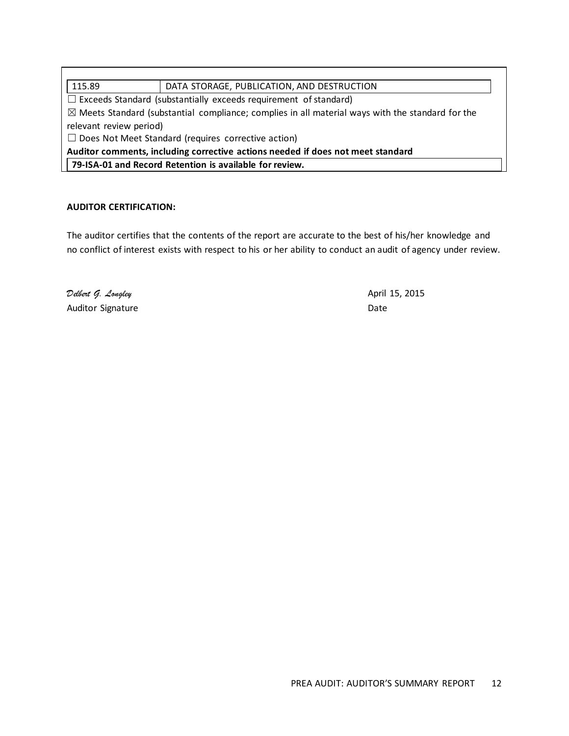| 115.89 | DATA STORAGE, PUBLICATION, AND DESTRUCTION |
|---|---|

☐ Exceeds Standard (substantially exceeds requirement of standard)

☒ Meets Standard (substantial compliance; complies in all material ways with the standard for the relevant review period)

☐ Does Not Meet Standard (requires corrective action)

**Auditor comments, including corrective actions needed if does not meet standard**

**79-ISA-01 and Record Retention is available for review.**

**AUDITOR CERTIFICATION:**

The auditor certifies that the contents of the report are accurate to the best of his/her knowledge and no conflict of interest exists with respect to his or her ability to conduct an audit of agency under review.

*Delbert G. Longley* — April 15, 2015

Auditor Signature — Date